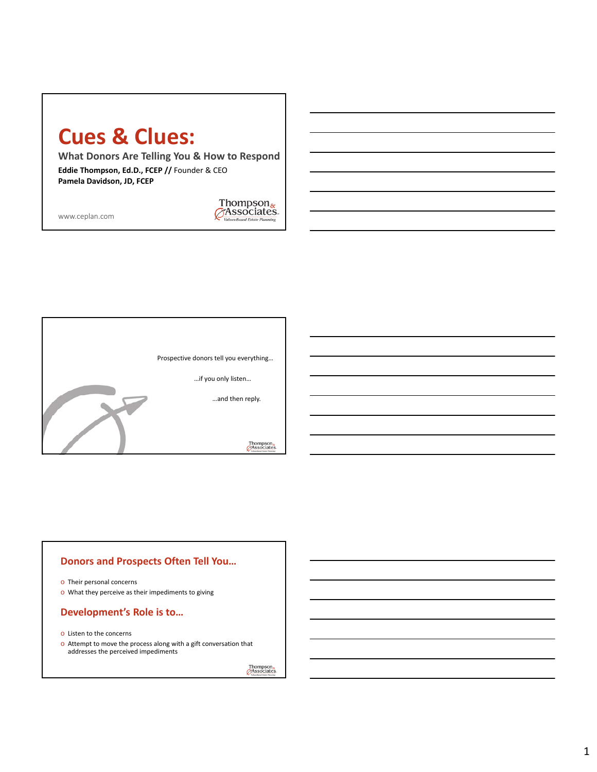# Cues & Clues:

## What Donors Are Telling You & How to Respond

**Eddie Thompson, Ed.D., FCEP //** Founder & CEO
**Pamela Davidson, JD, FCEP**

www.ceplan.com

Thompson & Associates
*Values-Based Estate Planning*

---

Prospective donors tell you everything…

…if you only listen…

…and then reply.

---

## Donors and Prospects Often Tell You…

- Their personal concerns
- What they perceive as their impediments to giving

## Development's Role is to…

- Listen to the concerns
- Attempt to move the process along with a gift conversation that addresses the perceived impediments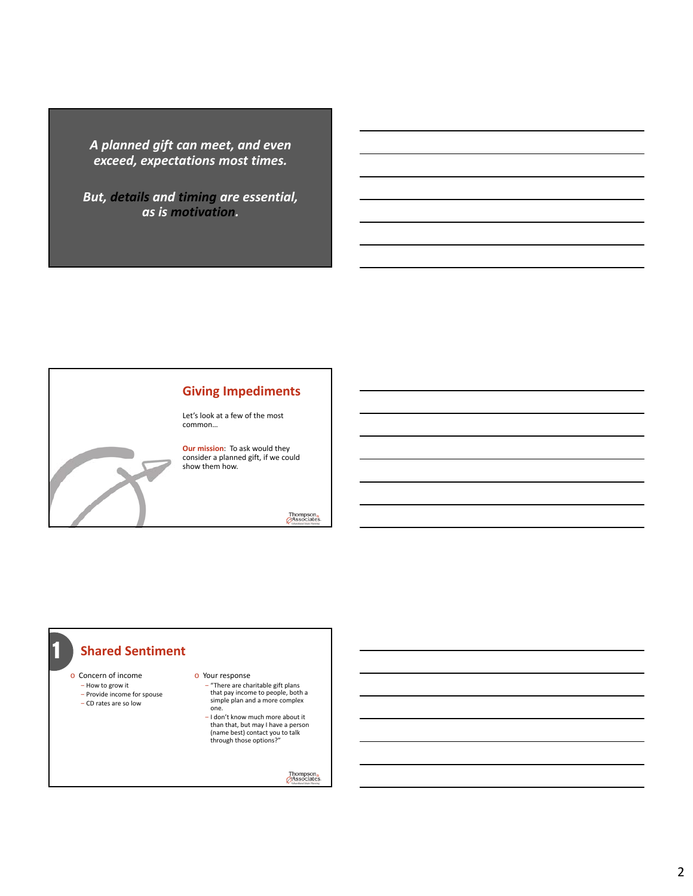*A planned gift can meet, and even exceed, expectations most times.*

***But, details and timing are essential, as is motivation.***

## Giving Impediments

Let's look at a few of the most common…

**Our mission**: To ask would they consider a planned gift, if we could show them how.

## 1 Shared Sentiment

- Concern of income
  - How to grow it
  - Provide income for spouse
  - CD rates are so low
- Your response
  - "There are charitable gift plans that pay income to people, both a simple plan and a more complex one.
  - I don't know much more about it than that, but may I have a person (name best) contact you to talk through those options?"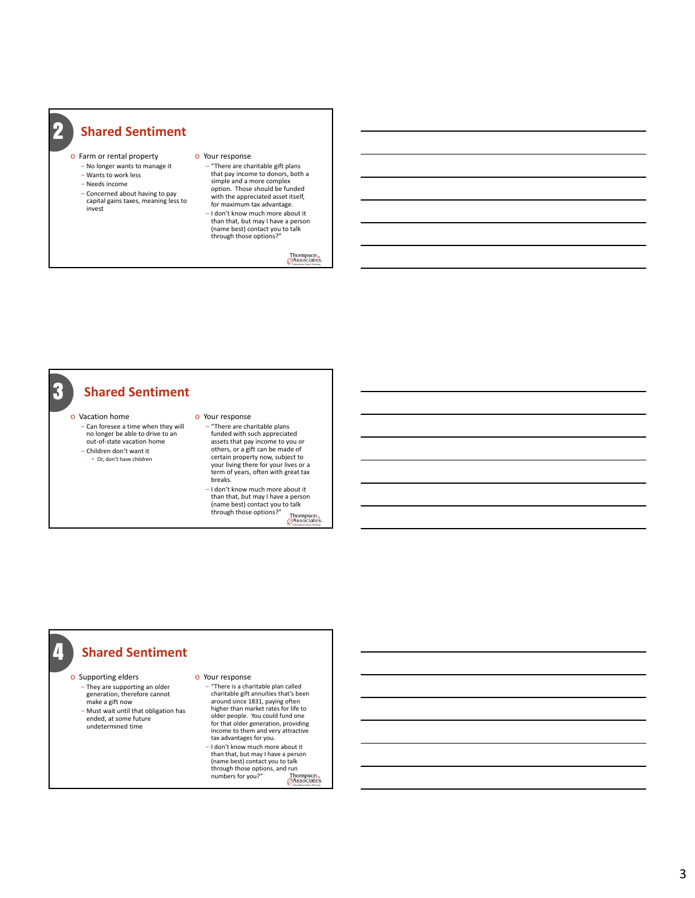## 2 Shared Sentiment

- Farm or rental property
  - No longer wants to manage it
  - Wants to work less
  - Needs income
  - Concerned about having to pay capital gains taxes, meaning less to invest
- Your response
  - "There are charitable gift plans that pay income to donors, both a simple and a more complex option. Those should be funded with the appreciated asset itself, for maximum tax advantage.
  - I don't know much more about it than that, but may I have a person (name best) contact you to talk through those options?"

## 3 Shared Sentiment

- Vacation home
  - Can foresee a time when they will no longer be able to drive to an out-of-state vacation home
  - Children don't want it
    - Or, don't have children
- Your response
  - "There are charitable plans funded with such appreciated assets that pay income to you or others, or a gift can be made of certain property now, subject to your living there for your lives or a term of years, often with great tax breaks.
  - I don't know much more about it than that, but may I have a person (name best) contact you to talk through those options?"

## 4 Shared Sentiment

- Supporting elders
  - They are supporting an older generation, therefore cannot make a gift now
  - Must wait until that obligation has ended, at some future undetermined time
- Your response
  - "There is a charitable plan called charitable gift annuities that's been around since 1831, paying often higher than market rates for life to older people. You could fund one for that older generation, providing income to them and very attractive tax advantages for you.
  - I don't know much more about it than that, but may I have a person (name best) contact you to talk through those options, and run numbers for you?"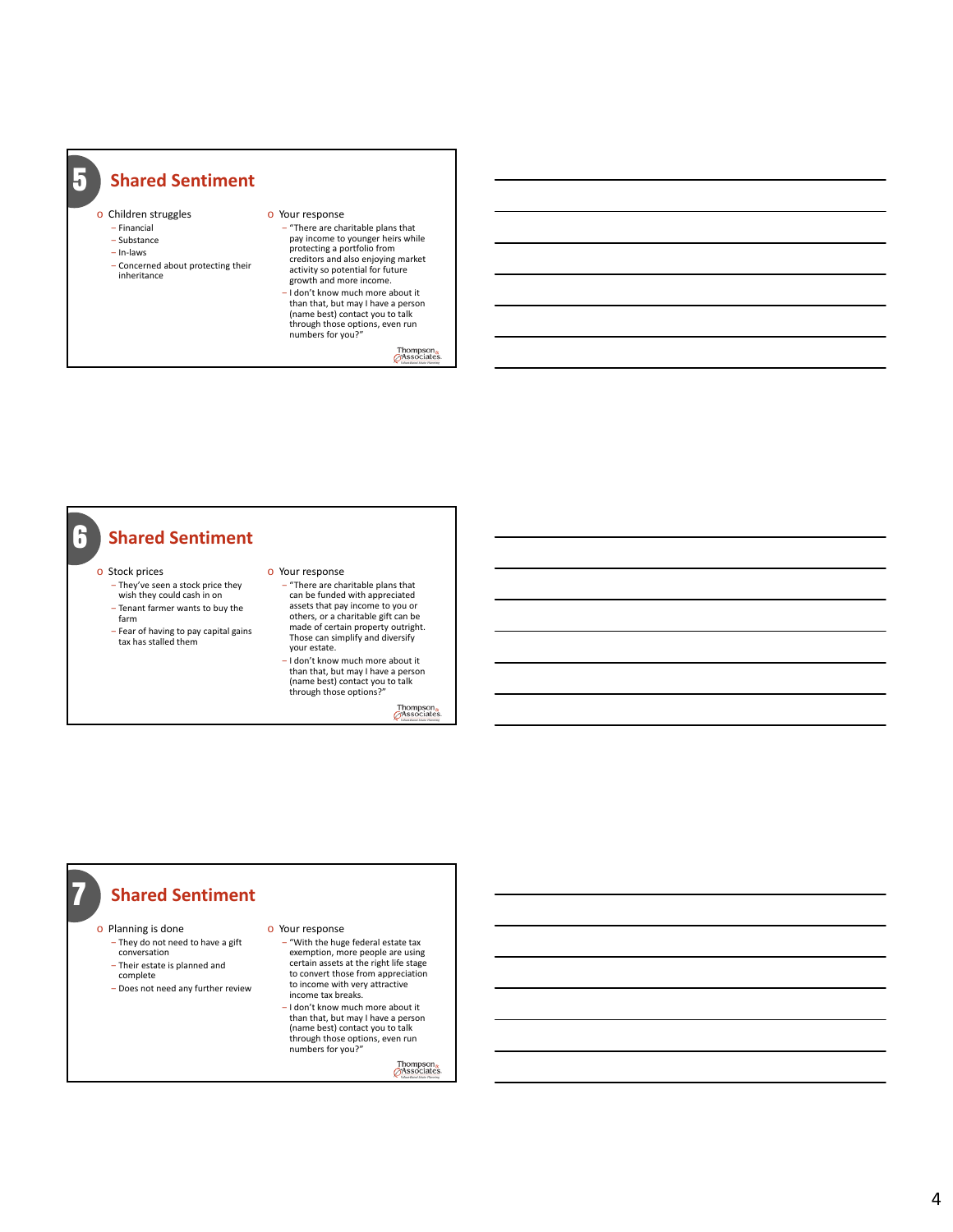## 5 Shared Sentiment

- Children struggles
  - Financial
  - Substance
  - In-laws
  - Concerned about protecting their inheritance
- Your response
  - "There are charitable plans that pay income to younger heirs while protecting a portfolio from creditors and also enjoying market activity so potential for future growth and more income.
  - I don't know much more about it than that, but may I have a person (name best) contact you to talk through those options, even run numbers for you?"

Thompson & Associates

## 6 Shared Sentiment

- Stock prices
  - They've seen a stock price they wish they could cash in on
  - Tenant farmer wants to buy the farm
  - Fear of having to pay capital gains tax has stalled them
- Your response
  - "There are charitable plans that can be funded with appreciated assets that pay income to you or others, or a charitable gift can be made of certain property outright. Those can simplify and diversify your estate.
  - I don't know much more about it than that, but may I have a person (name best) contact you to talk through those options?"

Thompson & Associates

## 7 Shared Sentiment

- Planning is done
  - They do not need to have a gift conversation
  - Their estate is planned and complete
  - Does not need any further review
- Your response
  - "With the huge federal estate tax exemption, more people are using certain assets at the right life stage to convert those from appreciation to income with very attractive income tax breaks.
  - I don't know much more about it than that, but may I have a person (name best) contact you to talk through those options, even run numbers for you?"

Thompson & Associates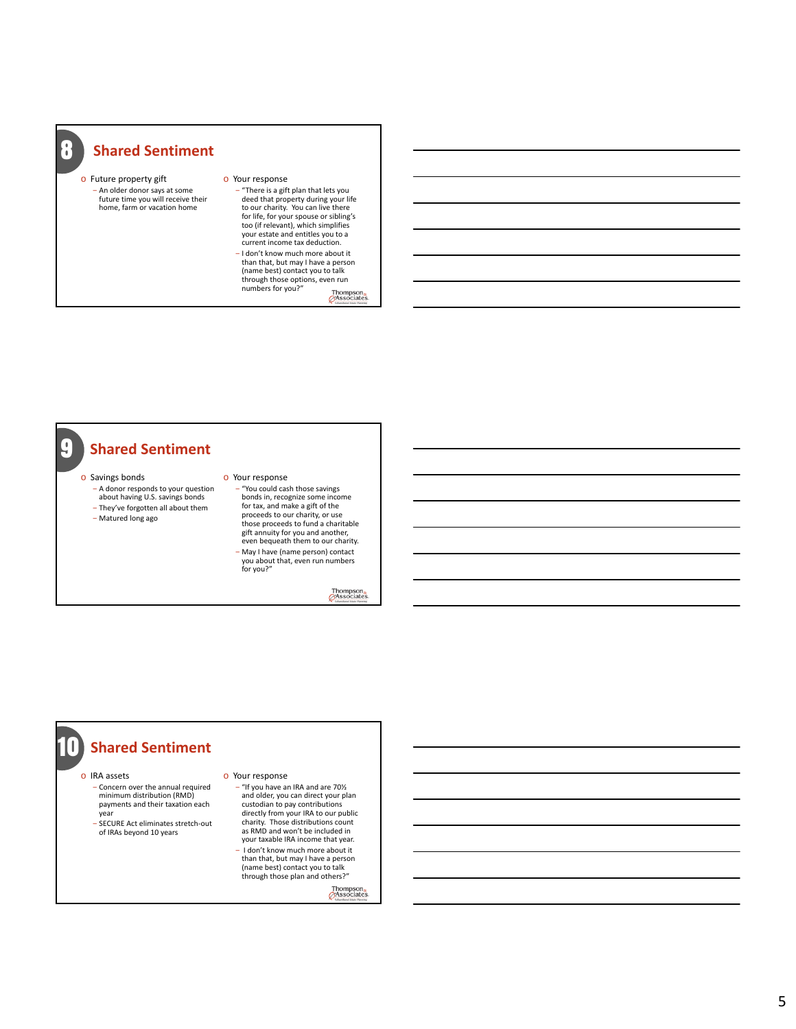## 8 Shared Sentiment

- Future property gift
  - An older donor says at some future time you will receive their home, farm or vacation home
- Your response
  - "There is a gift plan that lets you deed that property during your life to our charity. You can live there for life, for your spouse or sibling's too (if relevant), which simplifies your estate and entitles you to a current income tax deduction.
  - I don't know much more about it than that, but may I have a person (name best) contact you to talk through those options, even run numbers for you?"

Thompson & Associates

## 9 Shared Sentiment

- Savings bonds
  - A donor responds to your question about having U.S. savings bonds
  - They've forgotten all about them
  - Matured long ago
- Your response
  - "You could cash those savings bonds in, recognize some income for tax, and make a gift of the proceeds to our charity, or use those proceeds to fund a charitable gift annuity for you and another, even bequeath them to our charity.
  - May I have (name person) contact you about that, even run numbers for you?"

Thompson & Associates

## 10 Shared Sentiment

- IRA assets
  - Concern over the annual required minimum distribution (RMD) payments and their taxation each year
  - SECURE Act eliminates stretch-out of IRAs beyond 10 years
- Your response
  - "If you have an IRA and are 70½ and older, you can direct your plan custodian to pay contributions directly from your IRA to our public charity. Those distributions count as RMD and won't be included in your taxable IRA income that year.
  - I don't know much more about it than that, but may I have a person (name best) contact you to talk through those plan and others?"

Thompson & Associates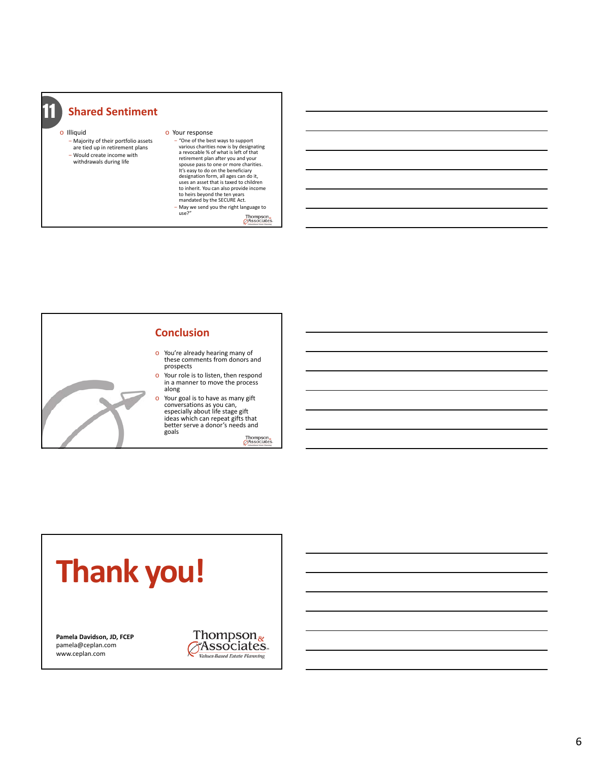## 11 Shared Sentiment

- Illiquid
  - Majority of their portfolio assets are tied up in retirement plans
  - Would create income with withdrawals during life
- Your response
  - "One of the best ways to support various charities now is by designating a revocable % of what is left of that retirement plan after you and your spouse pass to one or more charities. It's easy to do on the beneficiary designation form, all ages can do it, uses an asset that is taxed to children to inherit. You can also provide income to heirs beyond the ten years mandated by the SECURE Act.
  - May we send you the right language to use?"

## Conclusion

- You're already hearing many of these comments from donors and prospects
- Your role is to listen, then respond in a manner to move the process along
- Your goal is to have as many gift conversations as you can, especially about life stage gift ideas which can repeat gifts that better serve a donor's needs and goals

# Thank you!

**Pamela Davidson, JD, FCEP**
pamela@ceplan.com
www.ceplan.com

Thompson & Associates
*Values-Based Estate Planning*